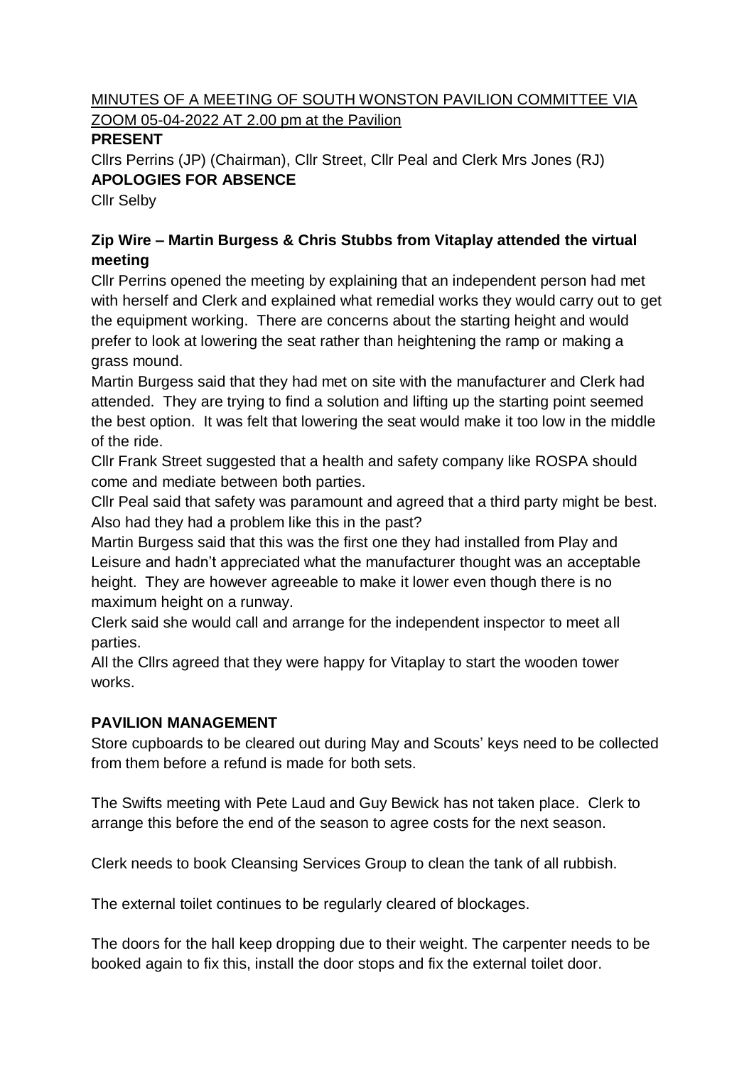MINUTES OF A MEETING OF SOUTH WONSTON PAVILION COMMITTEE VIA ZOOM 05-04-2022 AT 2.00 pm at the Pavilion

**PRESENT**

Cllrs Perrins (JP) (Chairman), Cllr Street, Cllr Peal and Clerk Mrs Jones (RJ)

**APOLOGIES FOR ABSENCE**

Cllr Selby

**Zip Wire – Martin Burgess & Chris Stubbs from Vitaplay attended the virtual meeting**

Cllr Perrins opened the meeting by explaining that an independent person had met with herself and Clerk and explained what remedial works they would carry out to get the equipment working. There are concerns about the starting height and would prefer to look at lowering the seat rather than heightening the ramp or making a grass mound.

Martin Burgess said that they had met on site with the manufacturer and Clerk had attended. They are trying to find a solution and lifting up the starting point seemed the best option. It was felt that lowering the seat would make it too low in the middle of the ride.

Cllr Frank Street suggested that a health and safety company like ROSPA should come and mediate between both parties.

Cllr Peal said that safety was paramount and agreed that a third party might be best. Also had they had a problem like this in the past?

Martin Burgess said that this was the first one they had installed from Play and Leisure and hadn't appreciated what the manufacturer thought was an acceptable height. They are however agreeable to make it lower even though there is no maximum height on a runway.

Clerk said she would call and arrange for the independent inspector to meet all parties.

All the Cllrs agreed that they were happy for Vitaplay to start the wooden tower works.

**PAVILION MANAGEMENT**

Store cupboards to be cleared out during May and Scouts' keys need to be collected from them before a refund is made for both sets.

The Swifts meeting with Pete Laud and Guy Bewick has not taken place. Clerk to arrange this before the end of the season to agree costs for the next season.

Clerk needs to book Cleansing Services Group to clean the tank of all rubbish.

The external toilet continues to be regularly cleared of blockages.

The doors for the hall keep dropping due to their weight. The carpenter needs to be booked again to fix this, install the door stops and fix the external toilet door.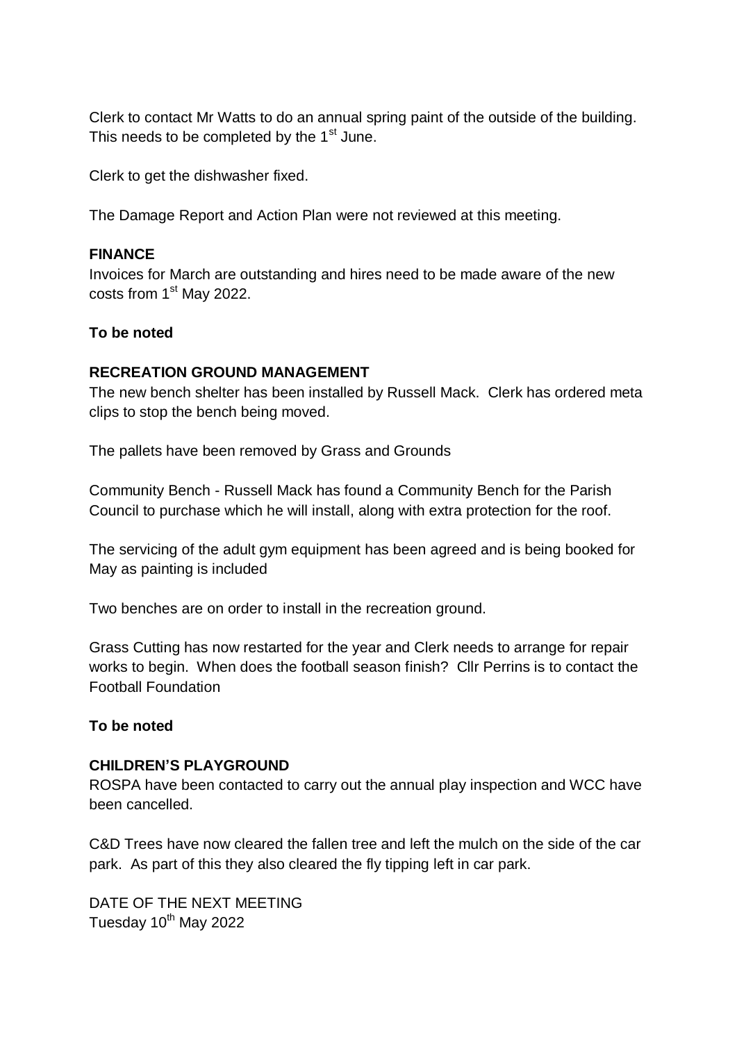Clerk to contact Mr Watts to do an annual spring paint of the outside of the building. This needs to be completed by the 1st June.

Clerk to get the dishwasher fixed.

The Damage Report and Action Plan were not reviewed at this meeting.

**FINANCE**

Invoices for March are outstanding and hires need to be made aware of the new costs from 1st May 2022.

**To be noted**

**RECREATION GROUND MANAGEMENT**

The new bench shelter has been installed by Russell Mack. Clerk has ordered meta clips to stop the bench being moved.

The pallets have been removed by Grass and Grounds

Community Bench - Russell Mack has found a Community Bench for the Parish Council to purchase which he will install, along with extra protection for the roof.

The servicing of the adult gym equipment has been agreed and is being booked for May as painting is included

Two benches are on order to install in the recreation ground.

Grass Cutting has now restarted for the year and Clerk needs to arrange for repair works to begin. When does the football season finish? Cllr Perrins is to contact the Football Foundation

**To be noted**

**CHILDREN'S PLAYGROUND**

ROSPA have been contacted to carry out the annual play inspection and WCC have been cancelled.

C&D Trees have now cleared the fallen tree and left the mulch on the side of the car park. As part of this they also cleared the fly tipping left in car park.

DATE OF THE NEXT MEETING
Tuesday 10th May 2022